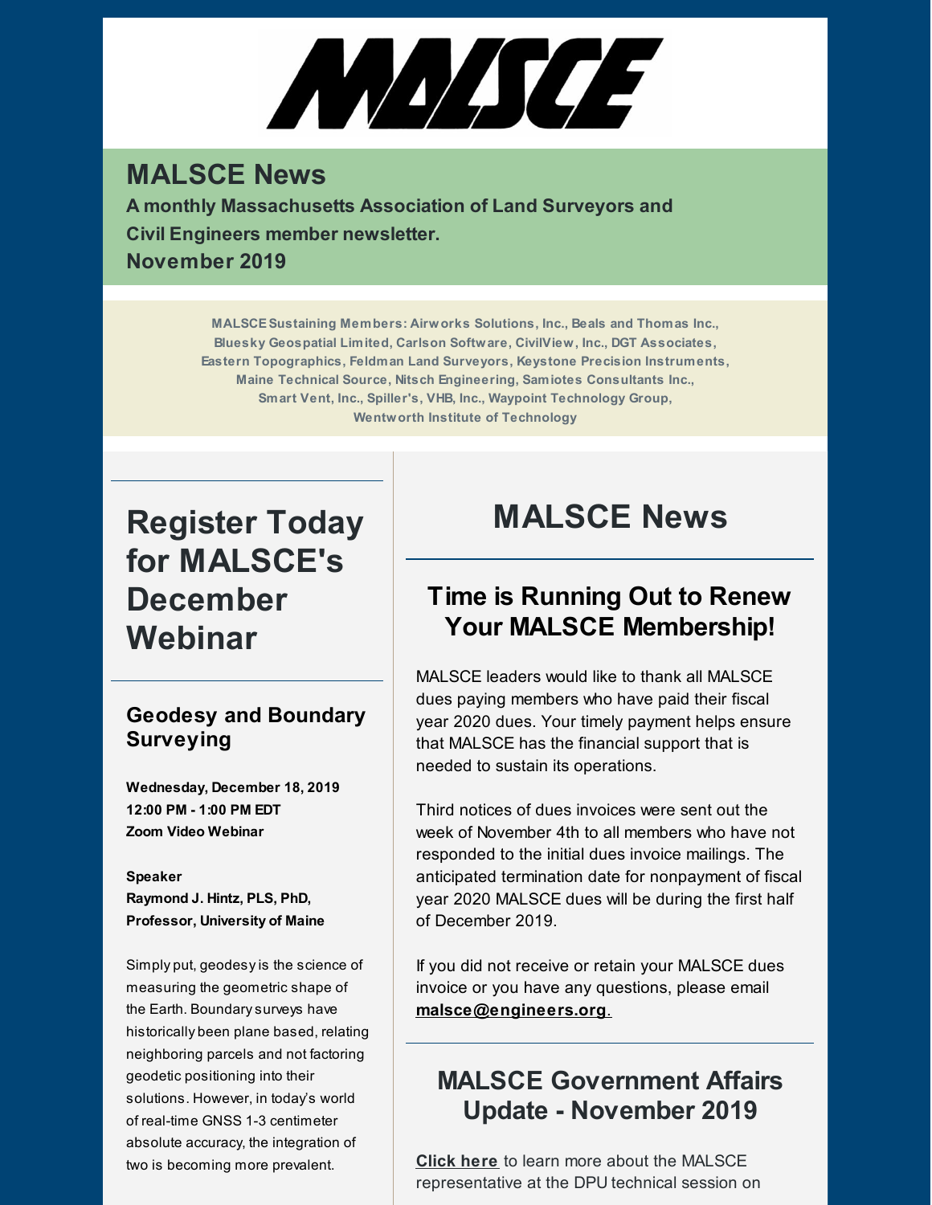MALSCE

# MALSCE News

**A monthly Massachusetts Association of Land Surveyors and Civil Engineers member newsletter.**
**November 2019**

**MALSCE Sustaining Members: Airworks Solutions, Inc., Beals and Thomas Inc., Bluesky Geospatial Limited, Carlson Software, CivilView, Inc., DGT Associates, Eastern Topographics, Feldman Land Surveyors, Keystone Precision Instruments, Maine Technical Source, Nitsch Engineering, Samiotes Consultants Inc., Smart Vent, Inc., Spiller's, VHB, Inc., Waypoint Technology Group, Wentworth Institute of Technology**

# Register Today for MALSCE's December Webinar

### Geodesy and Boundary Surveying

**Wednesday, December 18, 2019**
**12:00 PM - 1:00 PM EDT**
**Zoom Video Webinar**

**Speaker**
**Raymond J. Hintz, PLS, PhD, Professor, University of Maine**

Simply put, geodesy is the science of measuring the geometric shape of the Earth. Boundary surveys have historically been plane based, relating neighboring parcels and not factoring geodetic positioning into their solutions. However, in today's world of real-time GNSS 1-3 centimeter absolute accuracy, the integration of two is becoming more prevalent.

# MALSCE News

## Time is Running Out to Renew Your MALSCE Membership!

MALSCE leaders would like to thank all MALSCE dues paying members who have paid their fiscal year 2020 dues. Your timely payment helps ensure that MALSCE has the financial support that is needed to sustain its operations.

Third notices of dues invoices were sent out the week of November 4th to all members who have not responded to the initial dues invoice mailings. The anticipated termination date for nonpayment of fiscal year 2020 MALSCE dues will be during the first half of December 2019.

If you did not receive or retain your MALSCE dues invoice or you have any questions, please email **malsce@engineers.org**.

## MALSCE Government Affairs Update - November 2019

**Click here** to learn more about the MALSCE representative at the DPU technical session on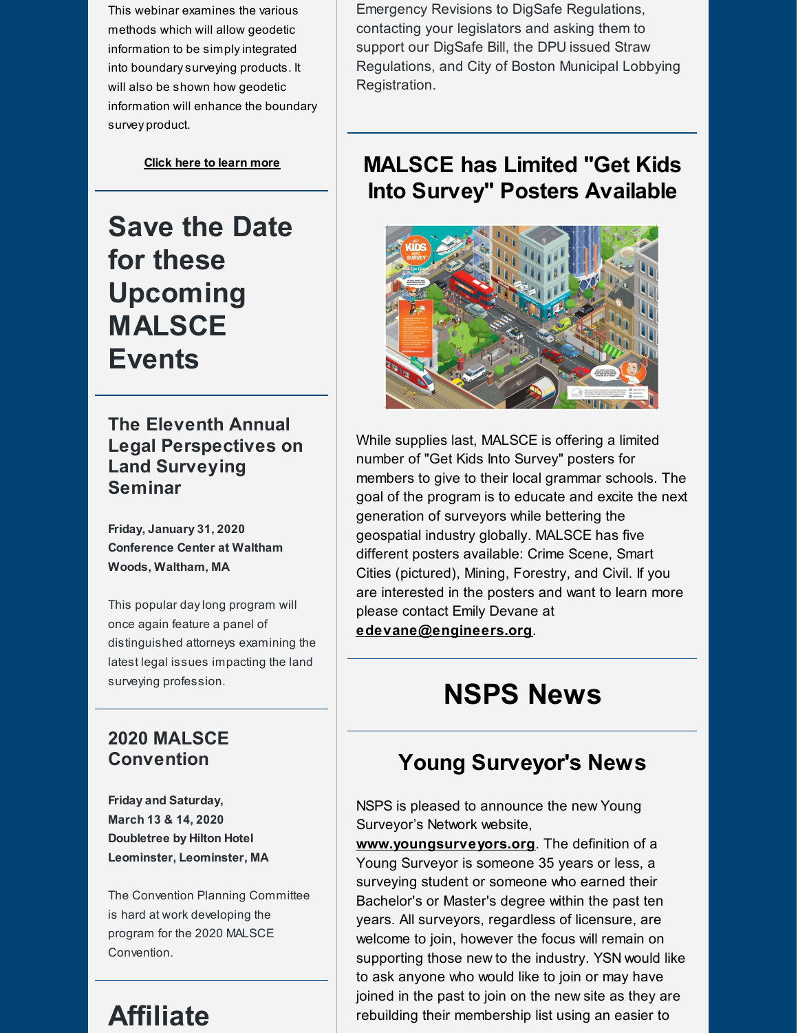This webinar examines the various methods which will allow geodetic information to be simply integrated into boundary surveying products. It will also be shown how geodetic information will enhance the boundary survey product.

**Click here to learn more**

# Save the Date for these Upcoming MALSCE Events

### The Eleventh Annual Legal Perspectives on Land Surveying Seminar

**Friday, January 31, 2020**
**Conference Center at Waltham Woods, Waltham, MA**

This popular day long program will once again feature a panel of distinguished attorneys examining the latest legal issues impacting the land surveying profession.

### 2020 MALSCE Convention

**Friday and Saturday, March 13 & 14, 2020**
**Doubletree by Hilton Hotel Leominster, Leominster, MA**

The Convention Planning Committee is hard at work developing the program for the 2020 MALSCE Convention.

# Affiliate

Emergency Revisions to DigSafe Regulations, contacting your legislators and asking them to support our DigSafe Bill, the DPU issued Straw Regulations, and City of Boston Municipal Lobbying Registration.

## MALSCE has Limited "Get Kids Into Survey" Posters Available

While supplies last, MALSCE is offering a limited number of "Get Kids Into Survey" posters for members to give to their local grammar schools. The goal of the program is to educate and excite the next generation of surveyors while bettering the geospatial industry globally. MALSCE has five different posters available: Crime Scene, Smart Cities (pictured), Mining, Forestry, and Civil. If you are interested in the posters and want to learn more please contact Emily Devane at **edevane@engineers.org**.

# NSPS News

## Young Surveyor's News

NSPS is pleased to announce the new Young Surveyor's Network website, **www.youngsurveyors.org**. The definition of a Young Surveyor is someone 35 years or less, a surveying student or someone who earned their Bachelor's or Master's degree within the past ten years. All surveyors, regardless of licensure, are welcome to join, however the focus will remain on supporting those new to the industry. YSN would like to ask anyone who would like to join or may have joined in the past to join on the new site as they are rebuilding their membership list using an easier to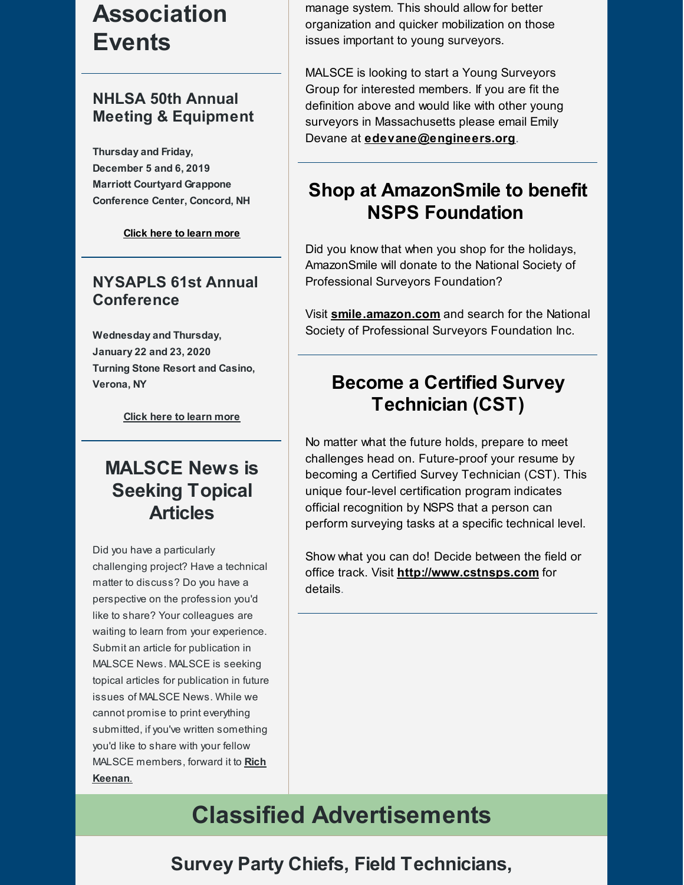# Association Events

### NHLSA 50th Annual Meeting & Equipment

**Thursday and Friday, December 5 and 6, 2019**
**Marriott Courtyard Grappone Conference Center, Concord, NH**

**Click here to learn more**

### NYSAPLS 61st Annual Conference

**Wednesday and Thursday, January 22 and 23, 2020**
**Turning Stone Resort and Casino, Verona, NY**

**Click here to learn more**

## MALSCE News is Seeking Topical Articles

Did you have a particularly challenging project? Have a technical matter to discuss? Do you have a perspective on the profession you'd like to share? Your colleagues are waiting to learn from your experience. Submit an article for publication in MALSCE News. MALSCE is seeking topical articles for publication in future issues of MALSCE News. While we cannot promise to print everything submitted, if you've written something you'd like to share with your fellow MALSCE members, forward it to **Rich Keenan**.

manage system. This should allow for better organization and quicker mobilization on those issues important to young surveyors.

MALSCE is looking to start a Young Surveyors Group for interested members. If you are fit the definition above and would like with other young surveyors in Massachusetts please email Emily Devane at **edevane@engineers.org**.

## Shop at AmazonSmile to benefit NSPS Foundation

Did you know that when you shop for the holidays, AmazonSmile will donate to the National Society of Professional Surveyors Foundation?

Visit **smile.amazon.com** and search for the National Society of Professional Surveyors Foundation Inc.

## Become a Certified Survey Technician (CST)

No matter what the future holds, prepare to meet challenges head on. Future-proof your resume by becoming a Certified Survey Technician (CST). This unique four-level certification program indicates official recognition by NSPS that a person can perform surveying tasks at a specific technical level.

Show what you can do! Decide between the field or office track. Visit **http://www.cstnsps.com** for details.

# Classified Advertisements

## Survey Party Chiefs, Field Technicians,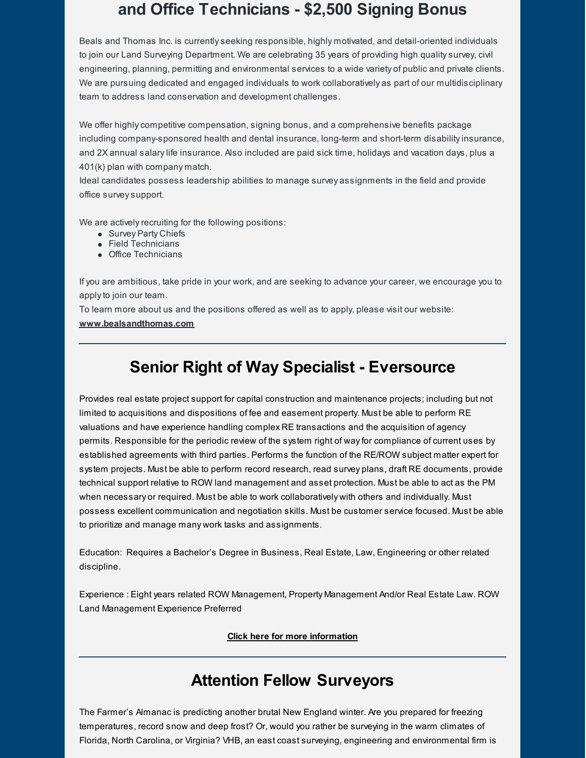## and Office Technicians - $2,500 Signing Bonus

Beals and Thomas Inc. is currently seeking responsible, highly motivated, and detail-oriented individuals to join our Land Surveying Department. We are celebrating 35 years of providing high quality survey, civil engineering, planning, permitting and environmental services to a wide variety of public and private clients. We are pursuing dedicated and engaged individuals to work collaboratively as part of our multidisciplinary team to address land conservation and development challenges.

We offer highly competitive compensation, signing bonus, and a comprehensive benefits package including company-sponsored health and dental insurance, long-term and short-term disability insurance, and 2X annual salary life insurance. Also included are paid sick time, holidays and vacation days, plus a 401(k) plan with company match.
Ideal candidates possess leadership abilities to manage survey assignments in the field and provide office survey support.

We are actively recruiting for the following positions:

- Survey Party Chiefs
- Field Technicians
- Office Technicians

If you are ambitious, take pride in your work, and are seeking to advance your career, we encourage you to apply to join our team.
To learn more about us and the positions offered as well as to apply, please visit our website:
**www.bealsandthomas.com**

---

## Senior Right of Way Specialist - Eversource

Provides real estate project support for capital construction and maintenance projects; including but not limited to acquisitions and dispositions of fee and easement property. Must be able to perform RE valuations and have experience handling complex RE transactions and the acquisition of agency permits. Responsible for the periodic review of the system right of way for compliance of current uses by established agreements with third parties. Performs the function of the RE/ROW subject matter expert for system projects. Must be able to perform record research, read survey plans, draft RE documents, provide technical support relative to ROW land management and asset protection. Must be able to act as the PM when necessary or required. Must be able to work collaboratively with others and individually. Must possess excellent communication and negotiation skills. Must be customer service focused. Must be able to prioritize and manage many work tasks and assignments.

Education: Requires a Bachelor's Degree in Business, Real Estate, Law, Engineering or other related discipline.

Experience : Eight years related ROW Management, Property Management And/or Real Estate Law. ROW Land Management Experience Preferred

**Click here for more information**

---

## Attention Fellow Surveyors

The Farmer's Almanac is predicting another brutal New England winter. Are you prepared for freezing temperatures, record snow and deep frost? Or, would you rather be surveying in the warm climates of Florida, North Carolina, or Virginia? VHB, an east coast surveying, engineering and environmental firm is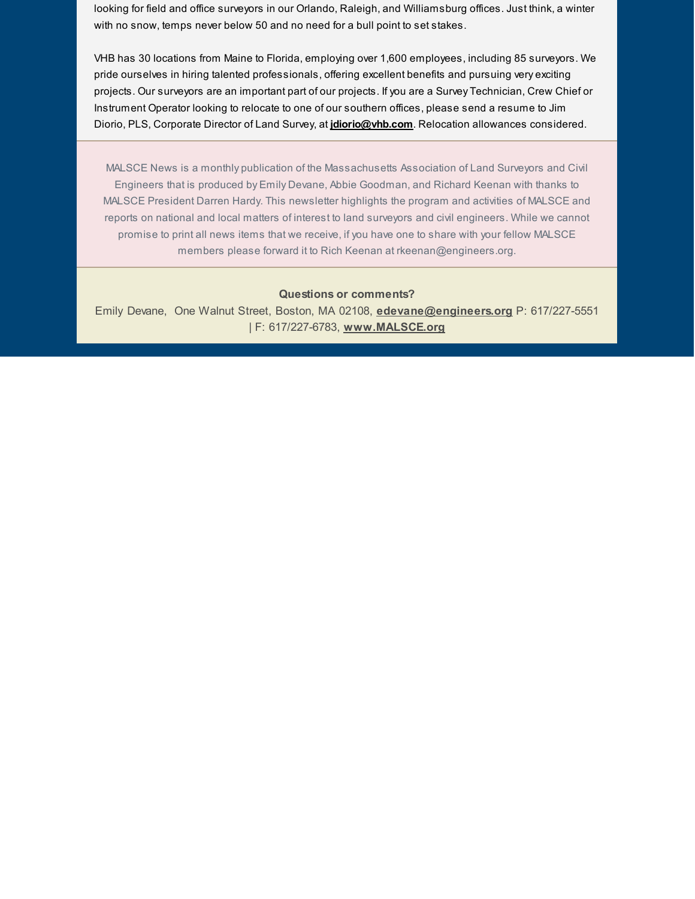looking for field and office surveyors in our Orlando, Raleigh, and Williamsburg offices. Just think, a winter with no snow, temps never below 50 and no need for a bull point to set stakes.

VHB has 30 locations from Maine to Florida, employing over 1,600 employees, including 85 surveyors. We pride ourselves in hiring talented professionals, offering excellent benefits and pursuing very exciting projects. Our surveyors are an important part of our projects. If you are a Survey Technician, Crew Chief or Instrument Operator looking to relocate to one of our southern offices, please send a resume to Jim Diorio, PLS, Corporate Director of Land Survey, at **jdiorio@vhb.com**. Relocation allowances considered.

MALSCE News is a monthly publication of the Massachusetts Association of Land Surveyors and Civil Engineers that is produced by Emily Devane, Abbie Goodman, and Richard Keenan with thanks to MALSCE President Darren Hardy. This newsletter highlights the program and activities of MALSCE and reports on national and local matters of interest to land surveyors and civil engineers. While we cannot promise to print all news items that we receive, if you have one to share with your fellow MALSCE members please forward it to Rich Keenan at rkeenan@engineers.org.

**Questions or comments?**

Emily Devane, One Walnut Street, Boston, MA 02108, **edevane@engineers.org** P: 617/227-5551 | F: 617/227-6783, **www.MALSCE.org**